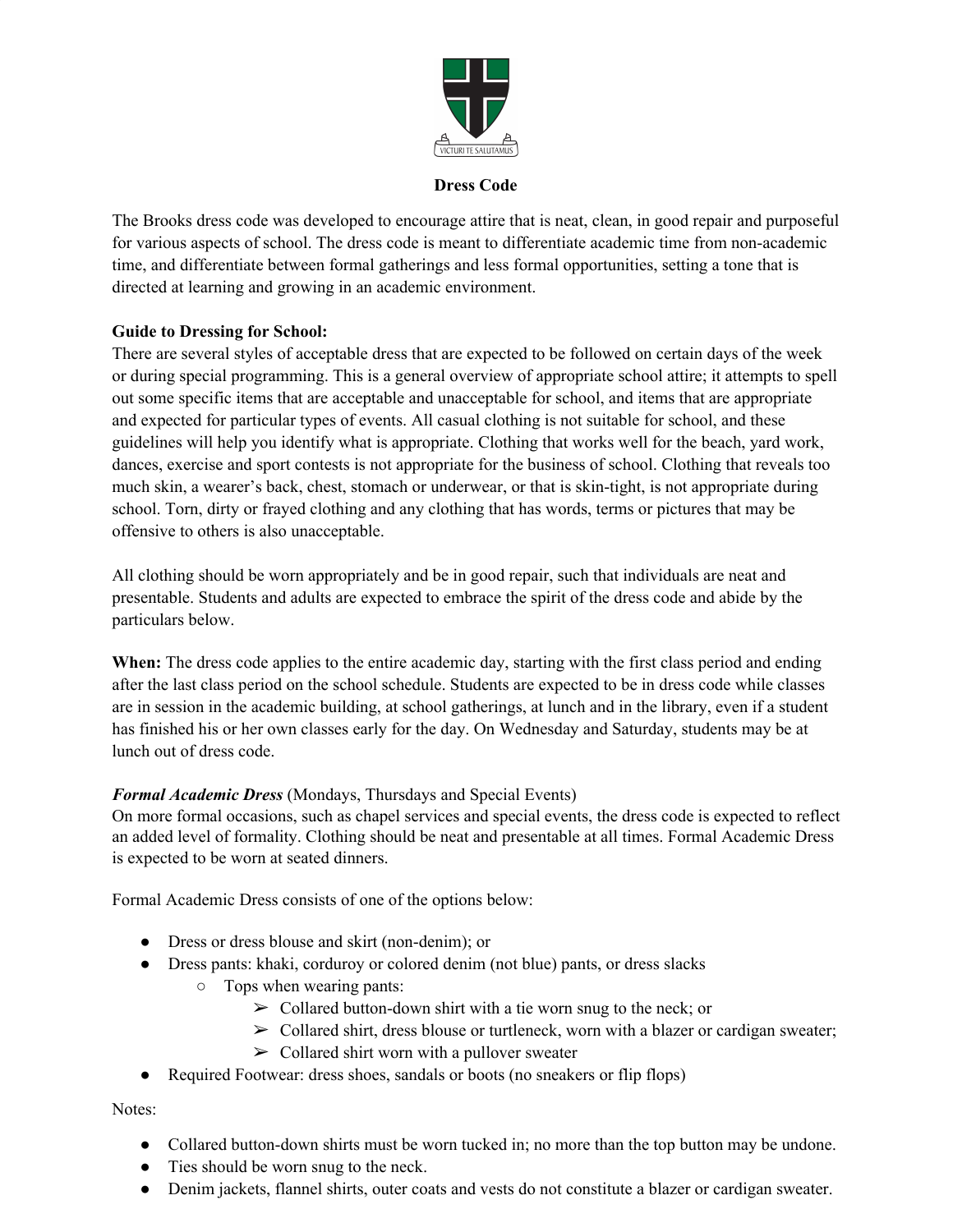# Dress Code

The Brooks dress code was developed to encourage attire that is neat, clean, in good repair and purposeful for various aspects of school. The dress code is meant to differentiate academic time from non-academic time, and differentiate between formal gatherings and less formal opportunities, setting a tone that is directed at learning and growing in an academic environment.

**Guide to Dressing for School:**
There are several styles of acceptable dress that are expected to be followed on certain days of the week or during special programming. This is a general overview of appropriate school attire; it attempts to spell out some specific items that are acceptable and unacceptable for school, and items that are appropriate and expected for particular types of events. All casual clothing is not suitable for school, and these guidelines will help you identify what is appropriate. Clothing that works well for the beach, yard work, dances, exercise and sport contests is not appropriate for the business of school. Clothing that reveals too much skin, a wearer's back, chest, stomach or underwear, or that is skin-tight, is not appropriate during school. Torn, dirty or frayed clothing and any clothing that has words, terms or pictures that may be offensive to others is also unacceptable.

All clothing should be worn appropriately and be in good repair, such that individuals are neat and presentable. Students and adults are expected to embrace the spirit of the dress code and abide by the particulars below.

**When:** The dress code applies to the entire academic day, starting with the first class period and ending after the last class period on the school schedule. Students are expected to be in dress code while classes are in session in the academic building, at school gatherings, at lunch and in the library, even if a student has finished his or her own classes early for the day. On Wednesday and Saturday, students may be at lunch out of dress code.

***Formal Academic Dress*** (Mondays, Thursdays and Special Events)
On more formal occasions, such as chapel services and special events, the dress code is expected to reflect an added level of formality. Clothing should be neat and presentable at all times. Formal Academic Dress is expected to be worn at seated dinners.

Formal Academic Dress consists of one of the options below:

- Dress or dress blouse and skirt (non-denim); or
- Dress pants: khaki, corduroy or colored denim (not blue) pants, or dress slacks
  - Tops when wearing pants:
    - Collared button-down shirt with a tie worn snug to the neck; or
    - Collared shirt, dress blouse or turtleneck, worn with a blazer or cardigan sweater;
    - Collared shirt worn with a pullover sweater
- Required Footwear: dress shoes, sandals or boots (no sneakers or flip flops)

Notes:

- Collared button-down shirts must be worn tucked in; no more than the top button may be undone.
- Ties should be worn snug to the neck.
- Denim jackets, flannel shirts, outer coats and vests do not constitute a blazer or cardigan sweater.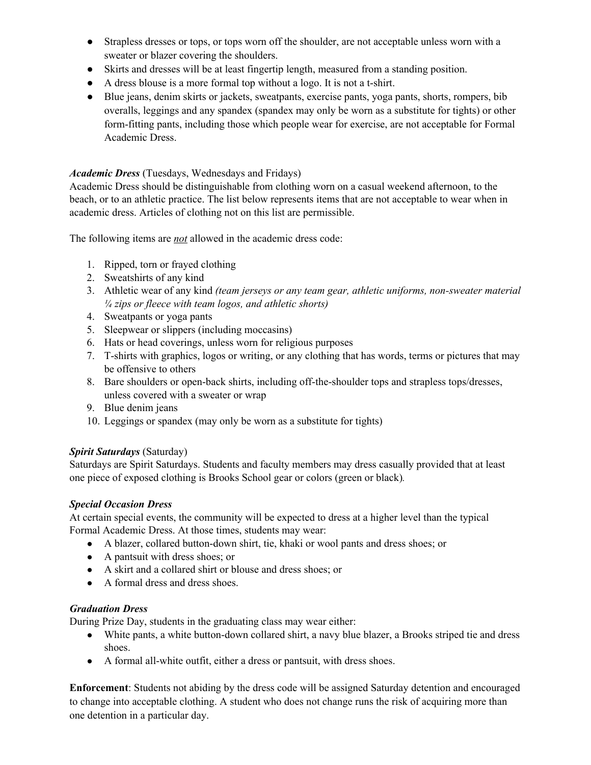- Strapless dresses or tops, or tops worn off the shoulder, are not acceptable unless worn with a sweater or blazer covering the shoulders.
- Skirts and dresses will be at least fingertip length, measured from a standing position.
- A dress blouse is a more formal top without a logo. It is not a t-shirt.
- Blue jeans, denim skirts or jackets, sweatpants, exercise pants, yoga pants, shorts, rompers, bib overalls, leggings and any spandex (spandex may only be worn as a substitute for tights) or other form-fitting pants, including those which people wear for exercise, are not acceptable for Formal Academic Dress.

***Academic Dress*** (Tuesdays, Wednesdays and Fridays)

Academic Dress should be distinguishable from clothing worn on a casual weekend afternoon, to the beach, or to an athletic practice. The list below represents items that are not acceptable to wear when in academic dress. Articles of clothing not on this list are permissible.

The following items are <u>*not*</u> allowed in the academic dress code:

1. Ripped, torn or frayed clothing
2. Sweatshirts of any kind
3. Athletic wear of any kind *(team jerseys or any team gear, athletic uniforms, non-sweater material ¼ zips or fleece with team logos, and athletic shorts)*
4. Sweatpants or yoga pants
5. Sleepwear or slippers (including moccasins)
6. Hats or head coverings, unless worn for religious purposes
7. T-shirts with graphics, logos or writing, or any clothing that has words, terms or pictures that may be offensive to others
8. Bare shoulders or open-back shirts, including off-the-shoulder tops and strapless tops/dresses, unless covered with a sweater or wrap
9. Blue denim jeans
10. Leggings or spandex (may only be worn as a substitute for tights)

***Spirit Saturdays*** (Saturday)

Saturdays are Spirit Saturdays. Students and faculty members may dress casually provided that at least one piece of exposed clothing is Brooks School gear or colors (green or black).

***Special Occasion Dress***

At certain special events, the community will be expected to dress at a higher level than the typical Formal Academic Dress. At those times, students may wear:

- A blazer, collared button-down shirt, tie, khaki or wool pants and dress shoes; or
- A pantsuit with dress shoes; or
- A skirt and a collared shirt or blouse and dress shoes; or
- A formal dress and dress shoes.

***Graduation Dress***

During Prize Day, students in the graduating class may wear either:

- White pants, a white button-down collared shirt, a navy blue blazer, a Brooks striped tie and dress shoes.
- A formal all-white outfit, either a dress or pantsuit, with dress shoes.

**Enforcement**: Students not abiding by the dress code will be assigned Saturday detention and encouraged to change into acceptable clothing. A student who does not change runs the risk of acquiring more than one detention in a particular day.